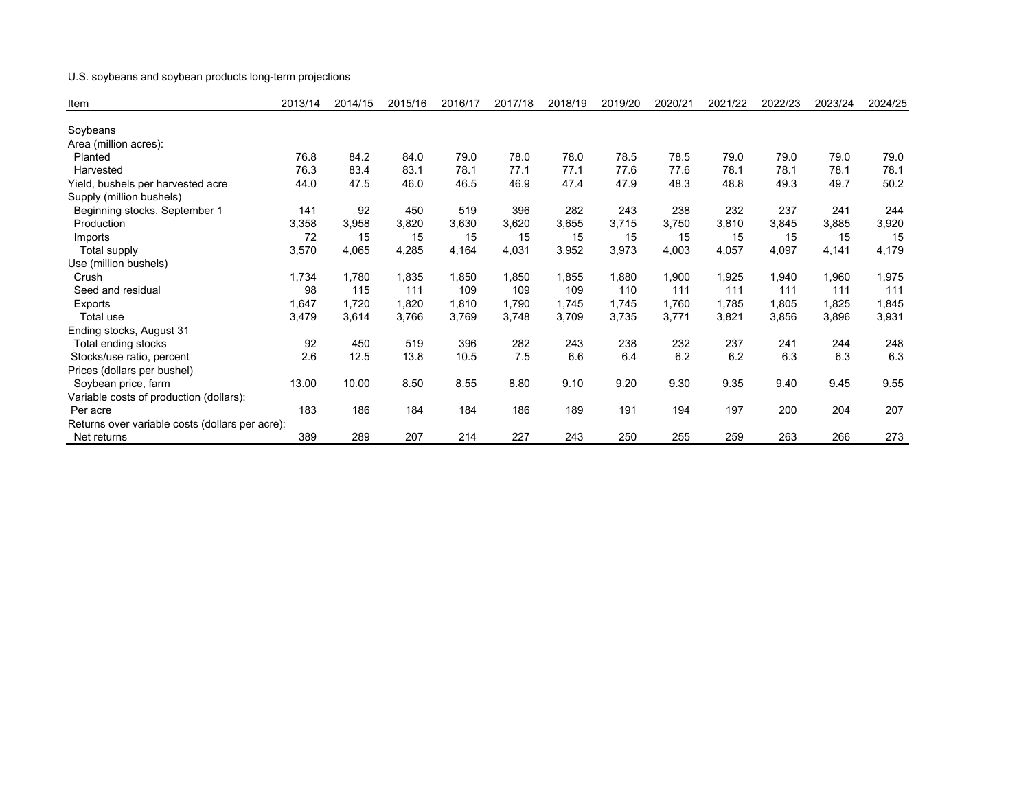U.S. soybeans and soybean products long-term projections

| Item | 2013/14 | 2014/15 | 2015/16 | 2016/17 | 2017/18 | 2018/19 | 2019/20 | 2020/21 | 2021/22 | 2022/23 | 2023/24 | 2024/25 |
|---|---|---|---|---|---|---|---|---|---|---|---|---|
| Soybeans | | | | | | | | | | | | |
| Area (million acres): | | | | | | | | | | | | |
| Planted | 76.8 | 84.2 | 84.0 | 79.0 | 78.0 | 78.0 | 78.5 | 78.5 | 79.0 | 79.0 | 79.0 | 79.0 |
| Harvested | 76.3 | 83.4 | 83.1 | 78.1 | 77.1 | 77.1 | 77.6 | 77.6 | 78.1 | 78.1 | 78.1 | 78.1 |
| Yield, bushels per harvested acre | 44.0 | 47.5 | 46.0 | 46.5 | 46.9 | 47.4 | 47.9 | 48.3 | 48.8 | 49.3 | 49.7 | 50.2 |
| Supply (million bushels) | | | | | | | | | | | | |
| Beginning stocks, September 1 | 141 | 92 | 450 | 519 | 396 | 282 | 243 | 238 | 232 | 237 | 241 | 244 |
| Production | 3,358 | 3,958 | 3,820 | 3,630 | 3,620 | 3,655 | 3,715 | 3,750 | 3,810 | 3,845 | 3,885 | 3,920 |
| Imports | 72 | 15 | 15 | 15 | 15 | 15 | 15 | 15 | 15 | 15 | 15 | 15 |
| Total supply | 3,570 | 4,065 | 4,285 | 4,164 | 4,031 | 3,952 | 3,973 | 4,003 | 4,057 | 4,097 | 4,141 | 4,179 |
| Use (million bushels) | | | | | | | | | | | | |
| Crush | 1,734 | 1,780 | 1,835 | 1,850 | 1,850 | 1,855 | 1,880 | 1,900 | 1,925 | 1,940 | 1,960 | 1,975 |
| Seed and residual | 98 | 115 | 111 | 109 | 109 | 109 | 110 | 111 | 111 | 111 | 111 | 111 |
| Exports | 1,647 | 1,720 | 1,820 | 1,810 | 1,790 | 1,745 | 1,745 | 1,760 | 1,785 | 1,805 | 1,825 | 1,845 |
| Total use | 3,479 | 3,614 | 3,766 | 3,769 | 3,748 | 3,709 | 3,735 | 3,771 | 3,821 | 3,856 | 3,896 | 3,931 |
| Ending stocks, August 31 | | | | | | | | | | | | |
| Total ending stocks | 92 | 450 | 519 | 396 | 282 | 243 | 238 | 232 | 237 | 241 | 244 | 248 |
| Stocks/use ratio, percent | 2.6 | 12.5 | 13.8 | 10.5 | 7.5 | 6.6 | 6.4 | 6.2 | 6.2 | 6.3 | 6.3 | 6.3 |
| Prices (dollars per bushel) | | | | | | | | | | | | |
| Soybean price, farm | 13.00 | 10.00 | 8.50 | 8.55 | 8.80 | 9.10 | 9.20 | 9.30 | 9.35 | 9.40 | 9.45 | 9.55 |
| Variable costs of production (dollars): | | | | | | | | | | | | |
| Per acre | 183 | 186 | 184 | 184 | 186 | 189 | 191 | 194 | 197 | 200 | 204 | 207 |
| Returns over variable costs (dollars per acre): | | | | | | | | | | | | |
| Net returns | 389 | 289 | 207 | 214 | 227 | 243 | 250 | 255 | 259 | 263 | 266 | 273 |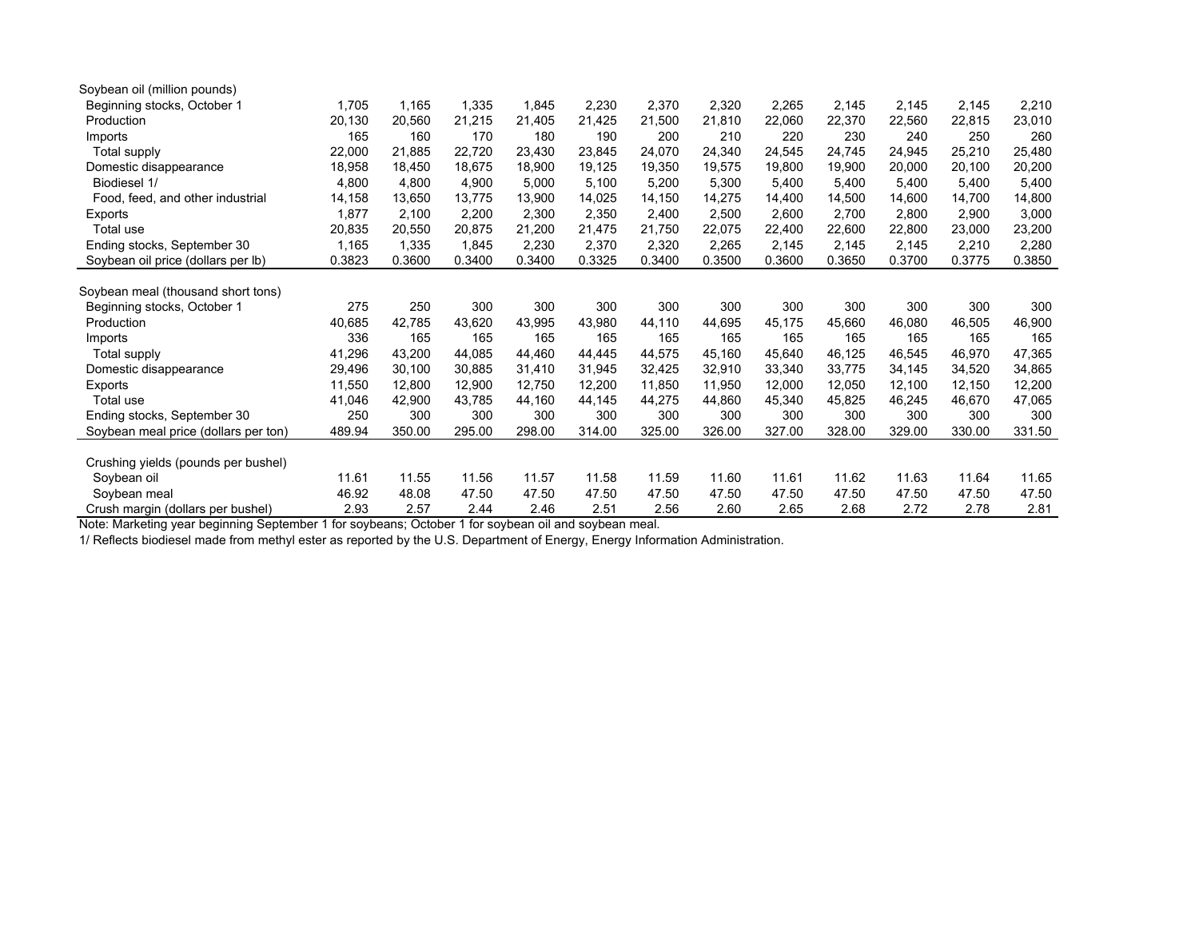| | | | | | | | | | | | | |
|---|---|---|---|---|---|---|---|---|---|---|---|---|
| Soybean oil (million pounds) | | | | | | | | | | | | |
| Beginning stocks, October 1 | 1,705 | 1,165 | 1,335 | 1,845 | 2,230 | 2,370 | 2,320 | 2,265 | 2,145 | 2,145 | 2,145 | 2,210 |
| Production | 20,130 | 20,560 | 21,215 | 21,405 | 21,425 | 21,500 | 21,810 | 22,060 | 22,370 | 22,560 | 22,815 | 23,010 |
| Imports | 165 | 160 | 170 | 180 | 190 | 200 | 210 | 220 | 230 | 240 | 250 | 260 |
| Total supply | 22,000 | 21,885 | 22,720 | 23,430 | 23,845 | 24,070 | 24,340 | 24,545 | 24,745 | 24,945 | 25,210 | 25,480 |
| Domestic disappearance | 18,958 | 18,450 | 18,675 | 18,900 | 19,125 | 19,350 | 19,575 | 19,800 | 19,900 | 20,000 | 20,100 | 20,200 |
| Biodiesel 1/ | 4,800 | 4,800 | 4,900 | 5,000 | 5,100 | 5,200 | 5,300 | 5,400 | 5,400 | 5,400 | 5,400 | 5,400 |
| Food, feed, and other industrial | 14,158 | 13,650 | 13,775 | 13,900 | 14,025 | 14,150 | 14,275 | 14,400 | 14,500 | 14,600 | 14,700 | 14,800 |
| Exports | 1,877 | 2,100 | 2,200 | 2,300 | 2,350 | 2,400 | 2,500 | 2,600 | 2,700 | 2,800 | 2,900 | 3,000 |
| Total use | 20,835 | 20,550 | 20,875 | 21,200 | 21,475 | 21,750 | 22,075 | 22,400 | 22,600 | 22,800 | 23,000 | 23,200 |
| Ending stocks, September 30 | 1,165 | 1,335 | 1,845 | 2,230 | 2,370 | 2,320 | 2,265 | 2,145 | 2,145 | 2,145 | 2,210 | 2,280 |
| Soybean oil price (dollars per lb) | 0.3823 | 0.3600 | 0.3400 | 0.3400 | 0.3325 | 0.3400 | 0.3500 | 0.3600 | 0.3650 | 0.3700 | 0.3775 | 0.3850 |
| Soybean meal (thousand short tons) | | | | | | | | | | | | |
| Beginning stocks, October 1 | 275 | 250 | 300 | 300 | 300 | 300 | 300 | 300 | 300 | 300 | 300 | 300 |
| Production | 40,685 | 42,785 | 43,620 | 43,995 | 43,980 | 44,110 | 44,695 | 45,175 | 45,660 | 46,080 | 46,505 | 46,900 |
| Imports | 336 | 165 | 165 | 165 | 165 | 165 | 165 | 165 | 165 | 165 | 165 | 165 |
| Total supply | 41,296 | 43,200 | 44,085 | 44,460 | 44,445 | 44,575 | 45,160 | 45,640 | 46,125 | 46,545 | 46,970 | 47,365 |
| Domestic disappearance | 29,496 | 30,100 | 30,885 | 31,410 | 31,945 | 32,425 | 32,910 | 33,340 | 33,775 | 34,145 | 34,520 | 34,865 |
| Exports | 11,550 | 12,800 | 12,900 | 12,750 | 12,200 | 11,850 | 11,950 | 12,000 | 12,050 | 12,100 | 12,150 | 12,200 |
| Total use | 41,046 | 42,900 | 43,785 | 44,160 | 44,145 | 44,275 | 44,860 | 45,340 | 45,825 | 46,245 | 46,670 | 47,065 |
| Ending stocks, September 30 | 250 | 300 | 300 | 300 | 300 | 300 | 300 | 300 | 300 | 300 | 300 | 300 |
| Soybean meal price (dollars per ton) | 489.94 | 350.00 | 295.00 | 298.00 | 314.00 | 325.00 | 326.00 | 327.00 | 328.00 | 329.00 | 330.00 | 331.50 |
| Crushing yields (pounds per bushel) | | | | | | | | | | | | |
| Soybean oil | 11.61 | 11.55 | 11.56 | 11.57 | 11.58 | 11.59 | 11.60 | 11.61 | 11.62 | 11.63 | 11.64 | 11.65 |
| Soybean meal | 46.92 | 48.08 | 47.50 | 47.50 | 47.50 | 47.50 | 47.50 | 47.50 | 47.50 | 47.50 | 47.50 | 47.50 |
| Crush margin (dollars per bushel) | 2.93 | 2.57 | 2.44 | 2.46 | 2.51 | 2.56 | 2.60 | 2.65 | 2.68 | 2.72 | 2.78 | 2.81 |

Note: Marketing year beginning September 1 for soybeans; October 1 for soybean oil and soybean meal.

1/ Reflects biodiesel made from methyl ester as reported by the U.S. Department of Energy, Energy Information Administration.